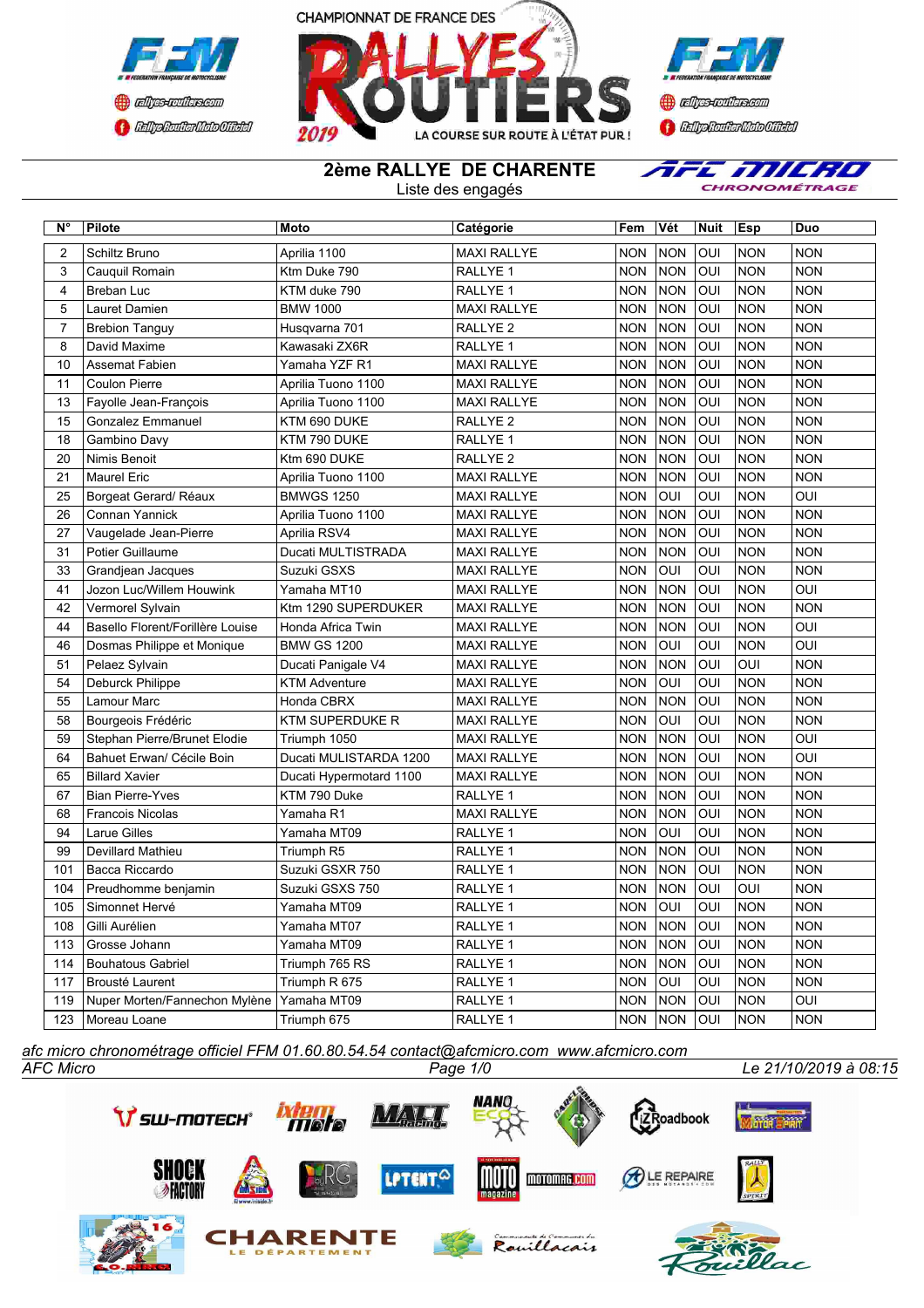# 2ème RALLYE DE CHARENTE

Liste des engagés

| N° | Pilote | Moto | Catégorie | Fem | Vét | Nuit | Esp | Duo |
|---|---|---|---|---|---|---|---|---|
| 2 | Schiltz Bruno | Aprilia 1100 | MAXI RALLYE | NON | NON | OUI | NON | NON |
| 3 | Cauquil Romain | Ktm Duke 790 | RALLYE 1 | NON | NON | OUI | NON | NON |
| 4 | Breban Luc | KTM duke 790 | RALLYE 1 | NON | NON | OUI | NON | NON |
| 5 | Lauret Damien | BMW 1000 | MAXI RALLYE | NON | NON | OUI | NON | NON |
| 7 | Brebion Tanguy | Husqvarna 701 | RALLYE 2 | NON | NON | OUI | NON | NON |
| 8 | David Maxime | Kawasaki ZX6R | RALLYE 1 | NON | NON | OUI | NON | NON |
| 10 | Assemat Fabien | Yamaha YZF R1 | MAXI RALLYE | NON | NON | OUI | NON | NON |
| 11 | Coulon Pierre | Aprilia Tuono 1100 | MAXI RALLYE | NON | NON | OUI | NON | NON |
| 13 | Fayolle Jean-François | Aprilia Tuono 1100 | MAXI RALLYE | NON | NON | OUI | NON | NON |
| 15 | Gonzalez Emmanuel | KTM 690 DUKE | RALLYE 2 | NON | NON | OUI | NON | NON |
| 18 | Gambino Davy | KTM 790 DUKE | RALLYE 1 | NON | NON | OUI | NON | NON |
| 20 | Nimis Benoit | Ktm 690 DUKE | RALLYE 2 | NON | NON | OUI | NON | NON |
| 21 | Maurel Eric | Aprilia Tuono 1100 | MAXI RALLYE | NON | NON | OUI | NON | NON |
| 25 | Borgeat Gerard/ Réaux | BMWGS 1250 | MAXI RALLYE | NON | OUI | OUI | NON | OUI |
| 26 | Connan Yannick | Aprilia Tuono 1100 | MAXI RALLYE | NON | NON | OUI | NON | NON |
| 27 | Vaugelade Jean-Pierre | Aprilia RSV4 | MAXI RALLYE | NON | NON | OUI | NON | NON |
| 31 | Potier Guillaume | Ducati MULTISTRADA | MAXI RALLYE | NON | NON | OUI | NON | NON |
| 33 | Grandjean Jacques | Suzuki GSXS | MAXI RALLYE | NON | OUI | OUI | NON | NON |
| 41 | Jozon Luc/Willem Houwink | Yamaha MT10 | MAXI RALLYE | NON | NON | OUI | NON | OUI |
| 42 | Vermorel Sylvain | Ktm 1290 SUPERDUKER | MAXI RALLYE | NON | NON | OUI | NON | NON |
| 44 | Basello Florent/Forillère Louise | Honda Africa Twin | MAXI RALLYE | NON | NON | OUI | NON | OUI |
| 46 | Dosmas Philippe et Monique | BMW GS 1200 | MAXI RALLYE | NON | OUI | OUI | NON | OUI |
| 51 | Pelaez Sylvain | Ducati Panigale V4 | MAXI RALLYE | NON | NON | OUI | OUI | NON |
| 54 | Deburck Philippe | KTM Adventure | MAXI RALLYE | NON | OUI | OUI | NON | NON |
| 55 | Lamour Marc | Honda CBRX | MAXI RALLYE | NON | NON | OUI | NON | NON |
| 58 | Bourgeois Frédéric | KTM SUPERDUKE R | MAXI RALLYE | NON | OUI | OUI | NON | NON |
| 59 | Stephan Pierre/Brunet Elodie | Triumph 1050 | MAXI RALLYE | NON | NON | OUI | NON | OUI |
| 64 | Bahuet Erwan/ Cécile Boin | Ducati MULISTARDA 1200 | MAXI RALLYE | NON | NON | OUI | NON | OUI |
| 65 | Billard Xavier | Ducati Hypermotard 1100 | MAXI RALLYE | NON | NON | OUI | NON | NON |
| 67 | Bian Pierre-Yves | KTM 790 Duke | RALLYE 1 | NON | NON | OUI | NON | NON |
| 68 | Francois Nicolas | Yamaha R1 | MAXI RALLYE | NON | NON | OUI | NON | NON |
| 94 | Larue Gilles | Yamaha MT09 | RALLYE 1 | NON | OUI | OUI | NON | NON |
| 99 | Devillard Mathieu | Triumph R5 | RALLYE 1 | NON | NON | OUI | NON | NON |
| 101 | Bacca Riccardo | Suzuki GSXR 750 | RALLYE 1 | NON | NON | OUI | NON | NON |
| 104 | Preudhomme benjamin | Suzuki GSXS 750 | RALLYE 1 | NON | NON | OUI | OUI | NON |
| 105 | Simonnet Hervé | Yamaha MT09 | RALLYE 1 | NON | OUI | OUI | NON | NON |
| 108 | Gilli Aurélien | Yamaha MT07 | RALLYE 1 | NON | NON | OUI | NON | NON |
| 113 | Grosse Johann | Yamaha MT09 | RALLYE 1 | NON | NON | OUI | NON | NON |
| 114 | Bouhatous Gabriel | Triumph 765 RS | RALLYE 1 | NON | NON | OUI | NON | NON |
| 117 | Brousté Laurent | Triumph R 675 | RALLYE 1 | NON | OUI | OUI | NON | NON |
| 119 | Nuper Morten/Fannechon Mylène | Yamaha MT09 | RALLYE 1 | NON | NON | OUI | NON | OUI |
| 123 | Moreau Loane | Triumph 675 | RALLYE 1 | NON | NON | OUI | NON | NON |

*afc micro chronométrage officiel FFM 01.60.80.54.54 contact@afcmicro.com www.afcmicro.com*

*AFC Micro* — *Le 21/10/2019 à 08:15*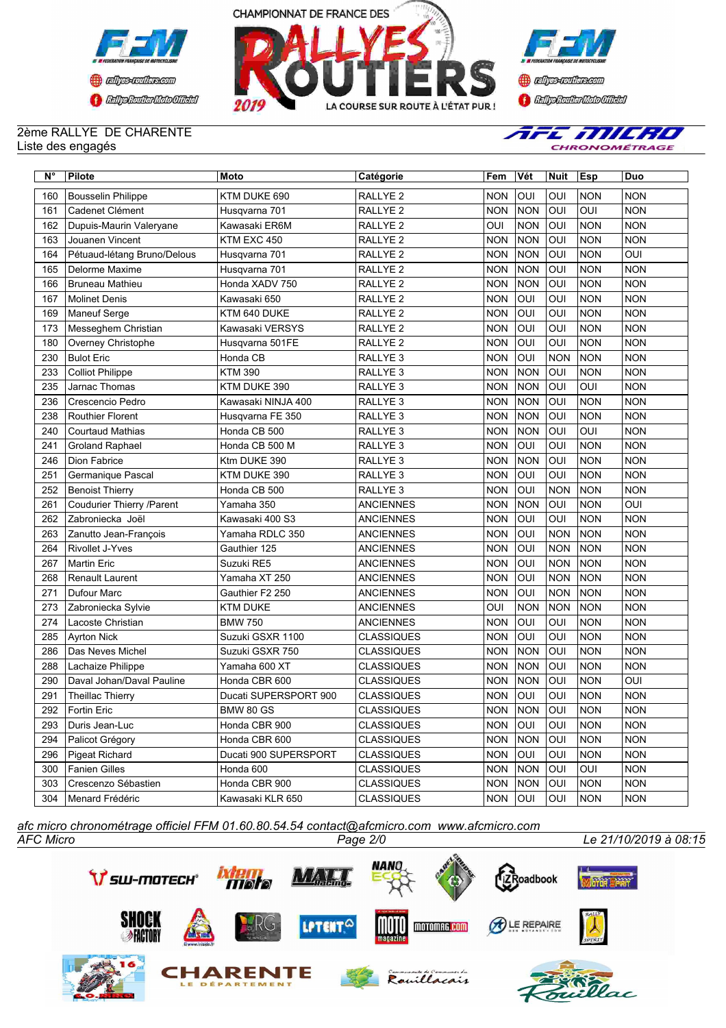2ème RALLYE DE CHARENTE
Liste des engagés

| N° | Pilote | Moto | Catégorie | Fem | Vét | Nuit | Esp | Duo |
|---|---|---|---|---|---|---|---|---|
| 160 | Bousselin Philippe | KTM DUKE 690 | RALLYE 2 | NON | OUI | OUI | NON | NON |
| 161 | Cadenet Clément | Husqvarna 701 | RALLYE 2 | NON | NON | OUI | OUI | NON |
| 162 | Dupuis-Maurin Valeryane | Kawasaki ER6M | RALLYE 2 | OUI | NON | OUI | NON | NON |
| 163 | Jouanen Vincent | KTM EXC 450 | RALLYE 2 | NON | NON | OUI | NON | NON |
| 164 | Pétuaud-létang Bruno/Delous | Husqvarna 701 | RALLYE 2 | NON | NON | OUI | NON | OUI |
| 165 | Delorme Maxime | Husqvarna 701 | RALLYE 2 | NON | NON | OUI | NON | NON |
| 166 | Bruneau Mathieu | Honda XADV 750 | RALLYE 2 | NON | NON | OUI | NON | NON |
| 167 | Molinet Denis | Kawasaki 650 | RALLYE 2 | NON | OUI | OUI | NON | NON |
| 169 | Maneuf Serge | KTM 640 DUKE | RALLYE 2 | NON | OUI | OUI | NON | NON |
| 173 | Messeghem Christian | Kawasaki VERSYS | RALLYE 2 | NON | OUI | OUI | NON | NON |
| 180 | Overney Christophe | Husqvarna 501FE | RALLYE 2 | NON | OUI | OUI | NON | NON |
| 230 | Bulot Eric | Honda CB | RALLYE 3 | NON | OUI | NON | NON | NON |
| 233 | Colliot Philippe | KTM 390 | RALLYE 3 | NON | NON | OUI | NON | NON |
| 235 | Jarnac Thomas | KTM DUKE 390 | RALLYE 3 | NON | NON | OUI | OUI | NON |
| 236 | Crescencio Pedro | Kawasaki NINJA 400 | RALLYE 3 | NON | NON | OUI | NON | NON |
| 238 | Routhier Florent | Husqvarna FE 350 | RALLYE 3 | NON | NON | OUI | NON | NON |
| 240 | Courtaud Mathias | Honda CB 500 | RALLYE 3 | NON | NON | OUI | OUI | NON |
| 241 | Groland Raphael | Honda CB 500 M | RALLYE 3 | NON | OUI | OUI | NON | NON |
| 246 | Dion Fabrice | Ktm DUKE 390 | RALLYE 3 | NON | NON | OUI | NON | NON |
| 251 | Germanique Pascal | KTM DUKE 390 | RALLYE 3 | NON | OUI | OUI | NON | NON |
| 252 | Benoist Thierry | Honda CB 500 | RALLYE 3 | NON | OUI | NON | NON | NON |
| 261 | Coudurier Thierry /Parent | Yamaha 350 | ANCIENNES | NON | NON | OUI | NON | OUI |
| 262 | Zabroniecka Joël | Kawasaki 400 S3 | ANCIENNES | NON | OUI | OUI | NON | NON |
| 263 | Zanutto Jean-François | Yamaha RDLC 350 | ANCIENNES | NON | OUI | NON | NON | NON |
| 264 | Rivollet J-Yves | Gauthier 125 | ANCIENNES | NON | OUI | NON | NON | NON |
| 267 | Martin Eric | Suzuki RE5 | ANCIENNES | NON | OUI | NON | NON | NON |
| 268 | Renault Laurent | Yamaha XT 250 | ANCIENNES | NON | OUI | NON | NON | NON |
| 271 | Dufour Marc | Gauthier F2 250 | ANCIENNES | NON | OUI | NON | NON | NON |
| 273 | Zabroniecka Sylvie | KTM DUKE | ANCIENNES | OUI | NON | NON | NON | NON |
| 274 | Lacoste Christian | BMW 750 | ANCIENNES | NON | OUI | OUI | NON | NON |
| 285 | Ayrton Nick | Suzuki GSXR 1100 | CLASSIQUES | NON | OUI | OUI | NON | NON |
| 286 | Das Neves Michel | Suzuki GSXR 750 | CLASSIQUES | NON | NON | OUI | NON | NON |
| 288 | Lachaize Philippe | Yamaha 600 XT | CLASSIQUES | NON | NON | OUI | NON | NON |
| 290 | Daval Johan/Daval Pauline | Honda CBR 600 | CLASSIQUES | NON | NON | OUI | NON | OUI |
| 291 | Theillac Thierry | Ducati SUPERSPORT 900 | CLASSIQUES | NON | OUI | OUI | NON | NON |
| 292 | Fortin Eric | BMW 80 GS | CLASSIQUES | NON | NON | OUI | NON | NON |
| 293 | Duris Jean-Luc | Honda CBR 900 | CLASSIQUES | NON | OUI | OUI | NON | NON |
| 294 | Palicot Grégory | Honda CBR 600 | CLASSIQUES | NON | NON | OUI | NON | NON |
| 296 | Pigeat Richard | Ducati 900 SUPERSPORT | CLASSIQUES | NON | OUI | OUI | NON | NON |
| 300 | Fanien Gilles | Honda 600 | CLASSIQUES | NON | NON | OUI | OUI | NON |
| 303 | Crescenzo Sébastien | Honda CBR 900 | CLASSIQUES | NON | NON | OUI | NON | NON |
| 304 | Menard Frédéric | Kawasaki KLR 650 | CLASSIQUES | NON | OUI | OUI | NON | NON |

*afc micro chronométrage officiel FFM 01.60.80.54.54 contact@afcmicro.com www.afcmicro.com*

AFC Micro — Le 21/10/2019 à 08:15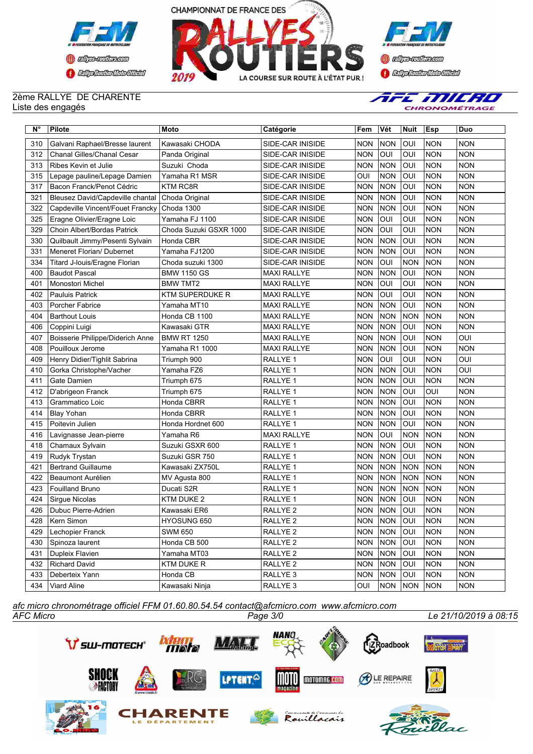2ème RALLYE DE CHARENTE

Liste des engagés

| N° | Pilote | Moto | Catégorie | Fem | Vét | Nuit | Esp | Duo |
|---|---|---|---|---|---|---|---|---|
| 310 | Galvani Raphael/Bresse laurent | Kawasaki CHODA | SIDE-CAR INISIDE | NON | NON | OUI | NON | NON |
| 312 | Chanal Gilles/Chanal Cesar | Panda Original | SIDE-CAR INISIDE | NON | OUI | OUI | NON | NON |
| 313 | Ribes Kevin et Julie | Suzuki Choda | SIDE-CAR INISIDE | NON | NON | OUI | NON | NON |
| 315 | Lepage pauline/Lepage Damien | Yamaha R1 MSR | SIDE-CAR INISIDE | OUI | NON | OUI | NON | NON |
| 317 | Bacon Franck/Penot Cédric | KTM RC8R | SIDE-CAR INISIDE | NON | NON | OUI | NON | NON |
| 321 | Bleusez David/Capdeville chantal | Choda Original | SIDE-CAR INISIDE | NON | NON | OUI | NON | NON |
| 322 | Capdeville Vincent/Fouet Francky | Choda 1300 | SIDE-CAR INISIDE | NON | NON | OUI | NON | NON |
| 325 | Eragne Olivier/Eragne Loic | Yamaha FJ 1100 | SIDE-CAR INISIDE | NON | OUI | OUI | NON | NON |
| 329 | Choin Albert/Bordas Patrick | Choda Suzuki GSXR 1000 | SIDE-CAR INISIDE | NON | OUI | OUI | NON | NON |
| 330 | Quilbault Jimmy/Pesenti Sylvain | Honda CBR | SIDE-CAR INISIDE | NON | NON | OUI | NON | NON |
| 331 | Meneret Florian/ Dubernet | Yamaha FJ1200 | SIDE-CAR INISIDE | NON | NON | OUI | NON | NON |
| 334 | Titard J-louis/Eragne Florian | Choda suzuki 1300 | SIDE-CAR INISIDE | NON | OUI | NON | NON | NON |
| 400 | Baudot Pascal | BMW 1150 GS | MAXI RALLYE | NON | NON | OUI | NON | NON |
| 401 | Monostori Michel | BMW TMT2 | MAXI RALLYE | NON | OUI | OUI | NON | NON |
| 402 | Pauluis Patrick | KTM SUPERDUKE R | MAXI RALLYE | NON | OUI | OUI | NON | NON |
| 403 | Porcher Fabrice | Yamaha MT10 | MAXI RALLYE | NON | NON | OUI | NON | NON |
| 404 | Barthout Louis | Honda CB 1100 | MAXI RALLYE | NON | NON | NON | NON | NON |
| 406 | Coppini Luigi | Kawasaki GTR | MAXI RALLYE | NON | NON | OUI | NON | NON |
| 407 | Boisserie Philippe/Diderich Anne | BMW RT 1250 | MAXI RALLYE | NON | NON | OUI | NON | OUI |
| 408 | Pouilloux Jerome | Yamaha R1 1000 | MAXI RALLYE | NON | NON | OUI | NON | NON |
| 409 | Henry Didier/Tighlit Sabrina | Triumph 900 | RALLYE 1 | NON | OUI | OUI | NON | OUI |
| 410 | Gorka Christophe/Vacher | Yamaha FZ6 | RALLYE 1 | NON | NON | OUI | NON | OUI |
| 411 | Gate Damien | Triumph 675 | RALLYE 1 | NON | NON | OUI | NON | NON |
| 412 | D'abrigeon Franck | Triumph 675 | RALLYE 1 | NON | NON | OUI | OUI | NON |
| 413 | Grammatico Loic | Honda CBRR | RALLYE 1 | NON | NON | OUI | NON | NON |
| 414 | Blay Yohan | Honda CBRR | RALLYE 1 | NON | NON | OUI | NON | NON |
| 415 | Poitevin Julien | Honda Hordnet 600 | RALLYE 1 | NON | NON | OUI | NON | NON |
| 416 | Lavignasse Jean-pierre | Yamaha R6 | MAXI RALLYE | NON | OUI | NON | NON | NON |
| 418 | Chamaux Sylvain | Suzuki GSXR 600 | RALLYE 1 | NON | NON | OUI | NON | NON |
| 419 | Rudyk Trystan | Suzuki GSR 750 | RALLYE 1 | NON | NON | OUI | NON | NON |
| 421 | Bertrand Guillaume | Kawasaki ZX750L | RALLYE 1 | NON | NON | NON | NON | NON |
| 422 | Beaumont Aurélien | MV Agusta 800 | RALLYE 1 | NON | NON | NON | NON | NON |
| 423 | Fouilland Bruno | Ducati S2R | RALLYE 1 | NON | NON | NON | NON | NON |
| 424 | Sirgue Nicolas | KTM DUKE 2 | RALLYE 1 | NON | NON | OUI | NON | NON |
| 426 | Dubuc Pierre-Adrien | Kawasaki ER6 | RALLYE 2 | NON | NON | OUI | NON | NON |
| 428 | Kern Simon | HYOSUNG 650 | RALLYE 2 | NON | NON | OUI | NON | NON |
| 429 | Lechopier Franck | SWM 650 | RALLYE 2 | NON | NON | OUI | NON | NON |
| 430 | Spinoza laurent | Honda CB 500 | RALLYE 2 | NON | NON | OUI | NON | NON |
| 431 | Dupleix Flavien | Yamaha MT03 | RALLYE 2 | NON | NON | OUI | NON | NON |
| 432 | Richard David | KTM DUKE R | RALLYE 2 | NON | NON | OUI | NON | NON |
| 433 | Deberteix Yann | Honda CB | RALLYE 3 | NON | NON | OUI | NON | NON |
| 434 | Viard Aline | Kawasaki Ninja | RALLYE 3 | OUI | NON | NON | NON | NON |

*afc micro chronométrage officiel FFM 01.60.80.54.54 contact@afcmicro.com www.afcmicro.com*

*AFC Micro* — *Le 21/10/2019 à 08:15*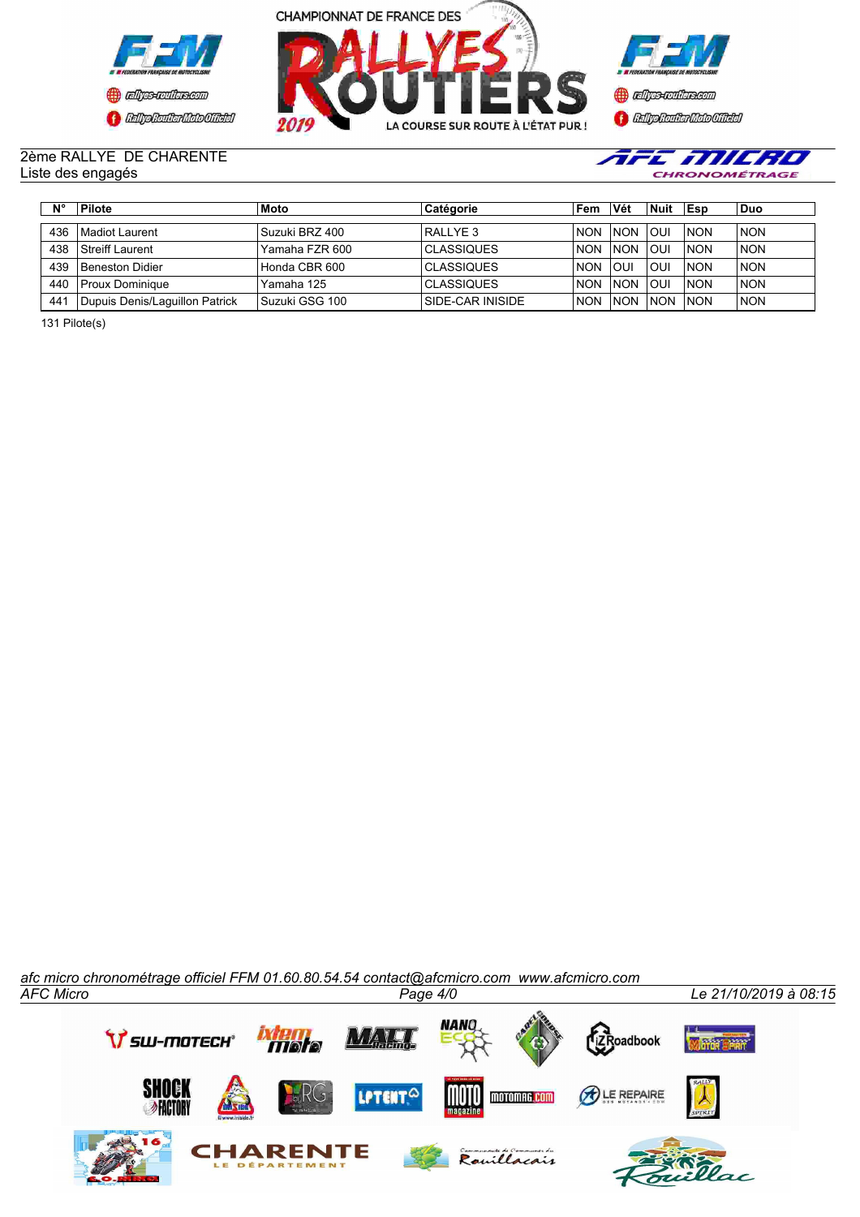2ème RALLYE DE CHARENTE
Liste des engagés

| N° | Pilote | Moto | Catégorie | Fem | Vét | Nuit | Esp | Duo |
|---|---|---|---|---|---|---|---|---|
| 436 | Madiot Laurent | Suzuki BRZ 400 | RALLYE 3 | NON | NON | OUI | NON | NON |
| 438 | Streiff Laurent | Yamaha FZR 600 | CLASSIQUES | NON | NON | OUI | NON | NON |
| 439 | Beneston Didier | Honda CBR 600 | CLASSIQUES | NON | OUI | OUI | NON | NON |
| 440 | Proux Dominique | Yamaha 125 | CLASSIQUES | NON | NON | OUI | NON | NON |
| 441 | Dupuis Denis/Laguillon Patrick | Suzuki GSG 100 | SIDE-CAR INISIDE | NON | NON | NON | NON | NON |

131 Pilote(s)

*afc micro chronométrage officiel FFM 01.60.80.54.54 contact@afcmicro.com www.afcmicro.com*

*AFC Micro* *Le 21/10/2019 à 08:15*